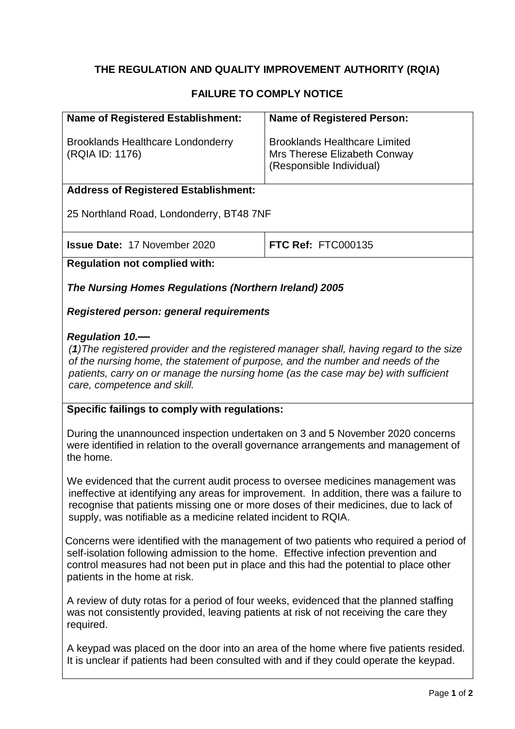# THE REGULATION AND QUALITY IMPROVEMENT AUTHORITY (RQIA)

## FAILURE TO COMPLY NOTICE

| **Name of Registered Establishment:** | **Name of Registered Person:** |
|---|---|
| Brooklands Healthcare Londonderry (RQIA ID: 1176) | Brooklands Healthcare Limited<br>Mrs Therese Elizabeth Conway (Responsible Individual) |
| **Address of Registered Establishment:**<br><br>25 Northland Road, Londonderry, BT48 7NF | |
| **Issue Date:** 17 November 2020 | **FTC Ref:** FTC000135 |

**Regulation not complied with:**

***The Nursing Homes Regulations (Northern Ireland) 2005***

***Registered person: general requirements***

***Regulation 10.—***

*(**1**)The registered provider and the registered manager shall, having regard to the size of the nursing home, the statement of purpose, and the number and needs of the patients, carry on or manage the nursing home (as the case may be) with sufficient care, competence and skill.*

**Specific failings to comply with regulations:**

During the unannounced inspection undertaken on 3 and 5 November 2020 concerns were identified in relation to the overall governance arrangements and management of the home.

We evidenced that the current audit process to oversee medicines management was ineffective at identifying any areas for improvement. In addition, there was a failure to recognise that patients missing one or more doses of their medicines, due to lack of supply, was notifiable as a medicine related incident to RQIA.

Concerns were identified with the management of two patients who required a period of self-isolation following admission to the home. Effective infection prevention and control measures had not been put in place and this had the potential to place other patients in the home at risk.

A review of duty rotas for a period of four weeks, evidenced that the planned staffing was not consistently provided, leaving patients at risk of not receiving the care they required.

A keypad was placed on the door into an area of the home where five patients resided. It is unclear if patients had been consulted with and if they could operate the keypad.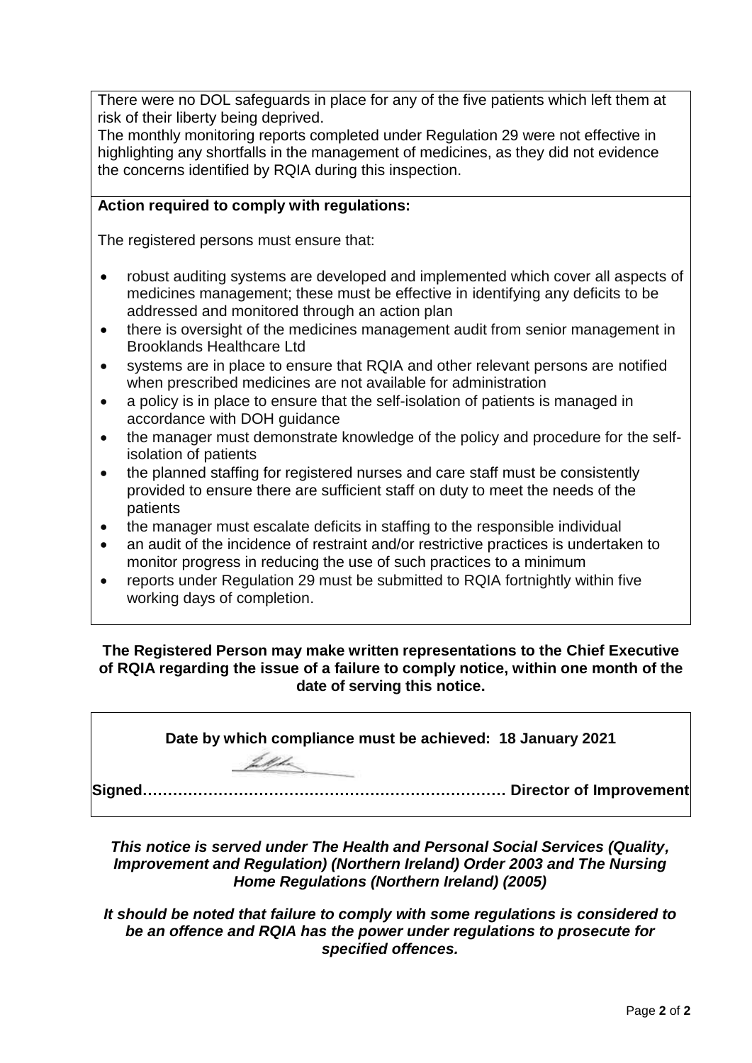There were no DOL safeguards in place for any of the five patients which left them at risk of their liberty being deprived.

The monthly monitoring reports completed under Regulation 29 were not effective in highlighting any shortfalls in the management of medicines, as they did not evidence the concerns identified by RQIA during this inspection.

**Action required to comply with regulations:**

The registered persons must ensure that:

- robust auditing systems are developed and implemented which cover all aspects of medicines management; these must be effective in identifying any deficits to be addressed and monitored through an action plan
- there is oversight of the medicines management audit from senior management in Brooklands Healthcare Ltd
- systems are in place to ensure that RQIA and other relevant persons are notified when prescribed medicines are not available for administration
- a policy is in place to ensure that the self-isolation of patients is managed in accordance with DOH guidance
- the manager must demonstrate knowledge of the policy and procedure for the self-isolation of patients
- the planned staffing for registered nurses and care staff must be consistently provided to ensure there are sufficient staff on duty to meet the needs of the patients
- the manager must escalate deficits in staffing to the responsible individual
- an audit of the incidence of restraint and/or restrictive practices is undertaken to monitor progress in reducing the use of such practices to a minimum
- reports under Regulation 29 must be submitted to RQIA fortnightly within five working days of completion.

**The Registered Person may make written representations to the Chief Executive of RQIA regarding the issue of a failure to comply notice, within one month of the date of serving this notice.**

**Date by which compliance must be achieved: 18 January 2021**

**Signed……………………………………………………………… Director of Improvement**

***This notice is served under The Health and Personal Social Services (Quality, Improvement and Regulation) (Northern Ireland) Order 2003 and The Nursing Home Regulations (Northern Ireland) (2005)***

***It should be noted that failure to comply with some regulations is considered to be an offence and RQIA has the power under regulations to prosecute for specified offences.***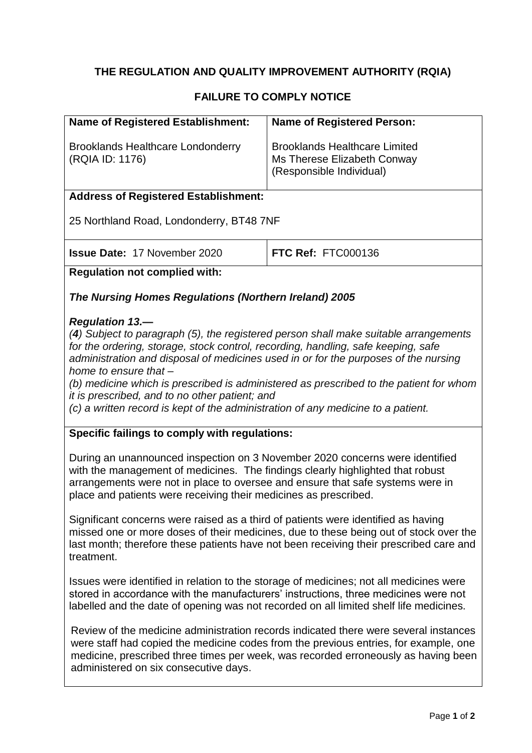# THE REGULATION AND QUALITY IMPROVEMENT AUTHORITY (RQIA)

## FAILURE TO COMPLY NOTICE

| **Name of Registered Establishment:** | **Name of Registered Person:** |
|---|---|
| Brooklands Healthcare Londonderry (RQIA ID: 1176) | Brooklands Healthcare Limited<br>Ms Therese Elizabeth Conway (Responsible Individual) |
| **Address of Registered Establishment:**<br>25 Northland Road, Londonderry, BT48 7NF | |
| **Issue Date:** 17 November 2020 | **FTC Ref:** FTC000136 |

**Regulation not complied with:**

***The Nursing Homes Regulations (Northern Ireland) 2005***

***Regulation 13.—***

*(**4**) Subject to paragraph (5), the registered person shall make suitable arrangements for the ordering, storage, stock control, recording, handling, safe keeping, safe administration and disposal of medicines used in or for the purposes of the nursing home to ensure that –*

*(b) medicine which is prescribed is administered as prescribed to the patient for whom it is prescribed, and to no other patient; and*

*(c) a written record is kept of the administration of any medicine to a patient.*

**Specific failings to comply with regulations:**

During an unannounced inspection on 3 November 2020 concerns were identified with the management of medicines. The findings clearly highlighted that robust arrangements were not in place to oversee and ensure that safe systems were in place and patients were receiving their medicines as prescribed.

Significant concerns were raised as a third of patients were identified as having missed one or more doses of their medicines, due to these being out of stock over the last month; therefore these patients have not been receiving their prescribed care and treatment.

Issues were identified in relation to the storage of medicines; not all medicines were stored in accordance with the manufacturers' instructions, three medicines were not labelled and the date of opening was not recorded on all limited shelf life medicines.

Review of the medicine administration records indicated there were several instances were staff had copied the medicine codes from the previous entries, for example, one medicine, prescribed three times per week, was recorded erroneously as having been administered on six consecutive days.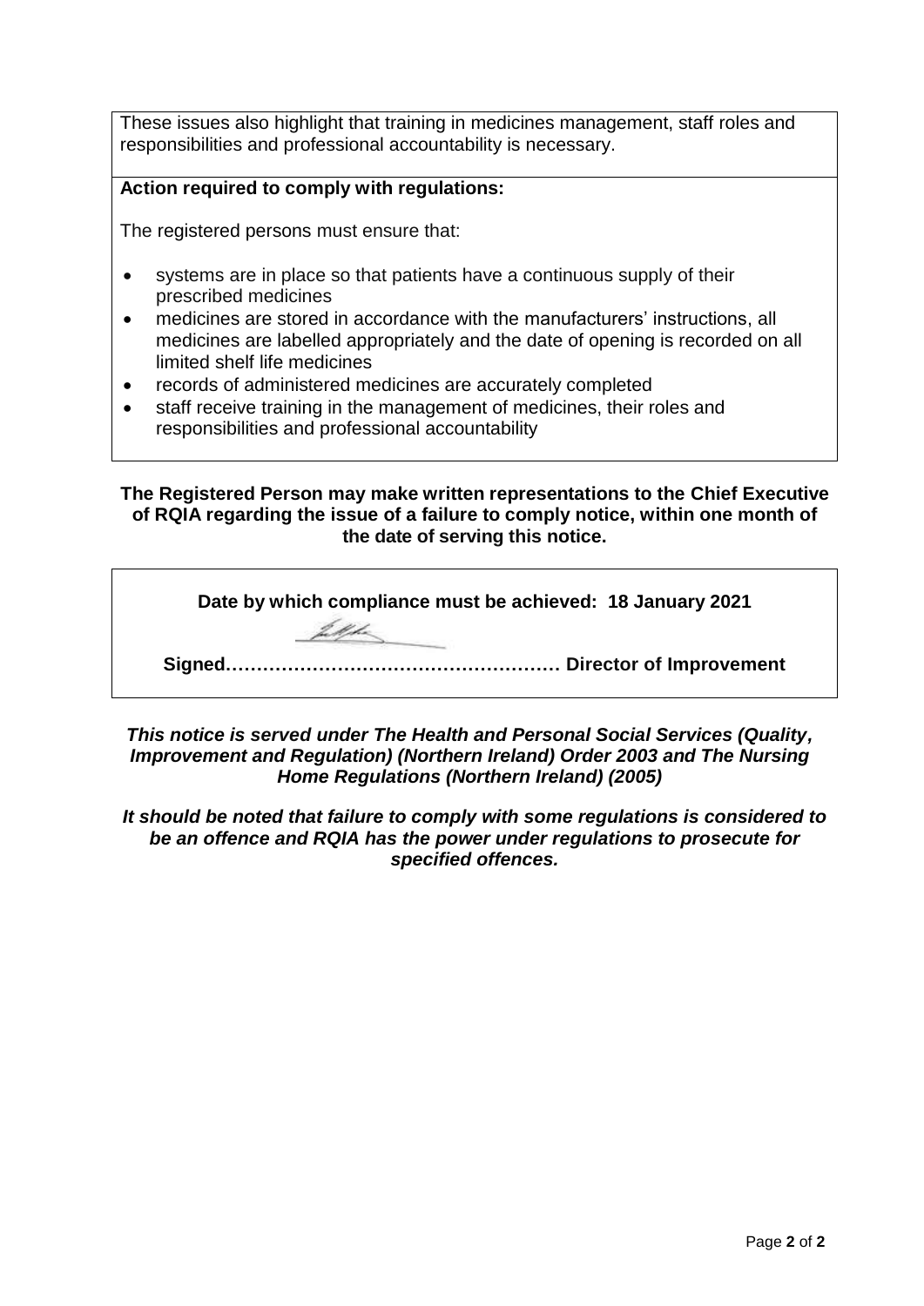These issues also highlight that training in medicines management, staff roles and responsibilities and professional accountability is necessary.

**Action required to comply with regulations:**

The registered persons must ensure that:

- systems are in place so that patients have a continuous supply of their prescribed medicines
- medicines are stored in accordance with the manufacturers' instructions, all medicines are labelled appropriately and the date of opening is recorded on all limited shelf life medicines
- records of administered medicines are accurately completed
- staff receive training in the management of medicines, their roles and responsibilities and professional accountability

**The Registered Person may make written representations to the Chief Executive of RQIA regarding the issue of a failure to comply notice, within one month of the date of serving this notice.**

**Date by which compliance must be achieved: 18 January 2021**

**Signed……………………………………………… Director of Improvement**

***This notice is served under The Health and Personal Social Services (Quality, Improvement and Regulation) (Northern Ireland) Order 2003 and The Nursing Home Regulations (Northern Ireland) (2005)***

***It should be noted that failure to comply with some regulations is considered to be an offence and RQIA has the power under regulations to prosecute for specified offences.***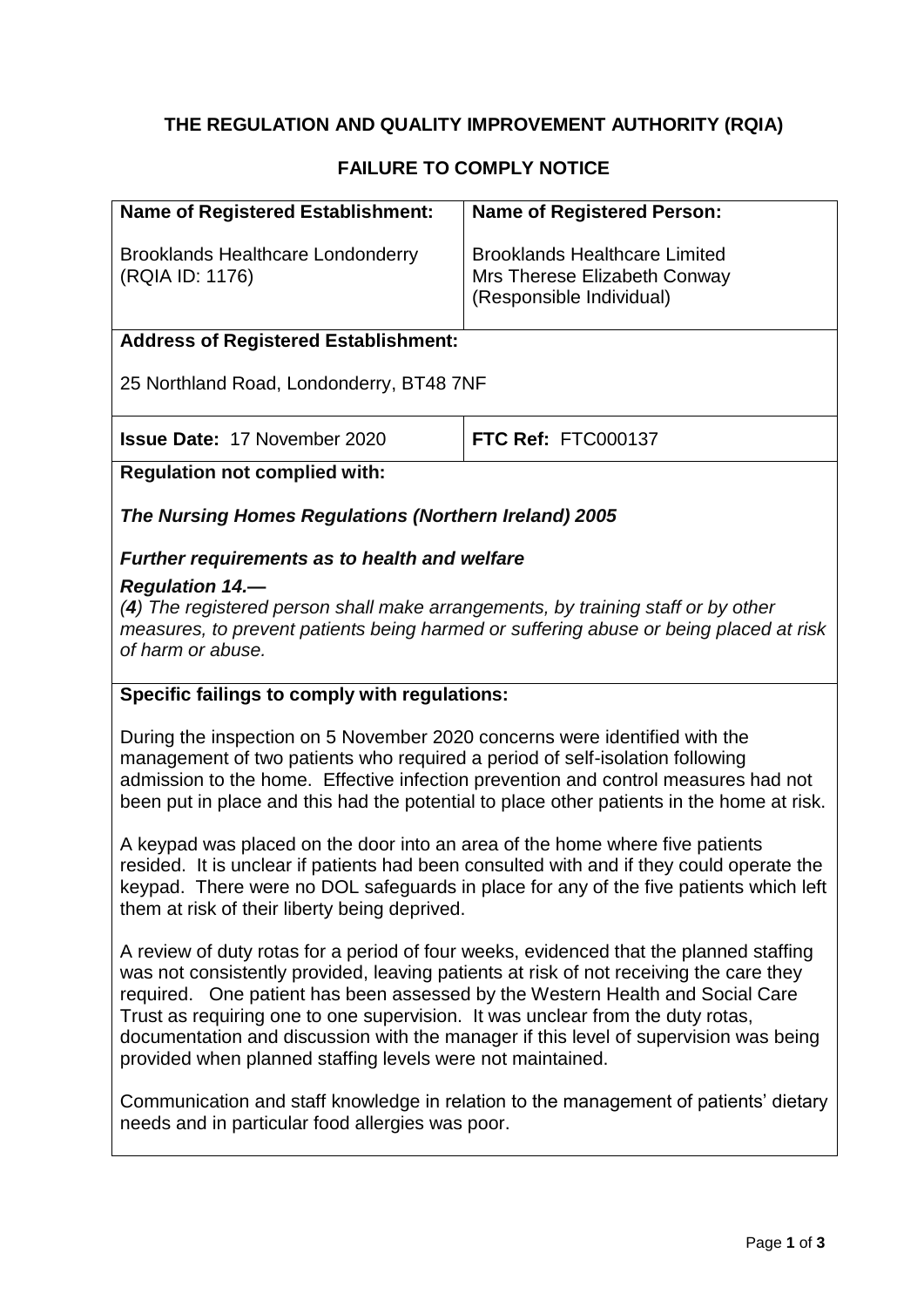# THE REGULATION AND QUALITY IMPROVEMENT AUTHORITY (RQIA)

## FAILURE TO COMPLY NOTICE

| **Name of Registered Establishment:** | **Name of Registered Person:** |
|---|---|
| Brooklands Healthcare Londonderry (RQIA ID: 1176) | Brooklands Healthcare Limited Mrs Therese Elizabeth Conway (Responsible Individual) |
| **Address of Registered Establishment:** 25 Northland Road, Londonderry, BT48 7NF | |
| **Issue Date:** 17 November 2020 | **FTC Ref:** FTC000137 |

**Regulation not complied with:**

***The Nursing Homes Regulations (Northern Ireland) 2005***

***Further requirements as to health and welfare***

***Regulation 14.—***

*(**4**) The registered person shall make arrangements, by training staff or by other measures, to prevent patients being harmed or suffering abuse or being placed at risk of harm or abuse.*

**Specific failings to comply with regulations:**

During the inspection on 5 November 2020 concerns were identified with the management of two patients who required a period of self-isolation following admission to the home. Effective infection prevention and control measures had not been put in place and this had the potential to place other patients in the home at risk.

A keypad was placed on the door into an area of the home where five patients resided. It is unclear if patients had been consulted with and if they could operate the keypad. There were no DOL safeguards in place for any of the five patients which left them at risk of their liberty being deprived.

A review of duty rotas for a period of four weeks, evidenced that the planned staffing was not consistently provided, leaving patients at risk of not receiving the care they required. One patient has been assessed by the Western Health and Social Care Trust as requiring one to one supervision. It was unclear from the duty rotas, documentation and discussion with the manager if this level of supervision was being provided when planned staffing levels were not maintained.

Communication and staff knowledge in relation to the management of patients' dietary needs and in particular food allergies was poor.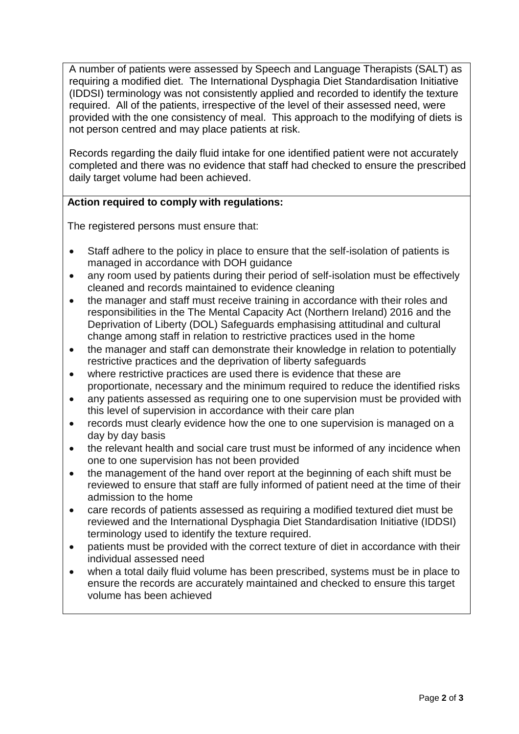A number of patients were assessed by Speech and Language Therapists (SALT) as requiring a modified diet. The International Dysphagia Diet Standardisation Initiative (IDDSI) terminology was not consistently applied and recorded to identify the texture required. All of the patients, irrespective of the level of their assessed need, were provided with the one consistency of meal. This approach to the modifying of diets is not person centred and may place patients at risk.

Records regarding the daily fluid intake for one identified patient were not accurately completed and there was no evidence that staff had checked to ensure the prescribed daily target volume had been achieved.

**Action required to comply with regulations:**

The registered persons must ensure that:

- Staff adhere to the policy in place to ensure that the self-isolation of patients is managed in accordance with DOH guidance
- any room used by patients during their period of self-isolation must be effectively cleaned and records maintained to evidence cleaning
- the manager and staff must receive training in accordance with their roles and responsibilities in the The Mental Capacity Act (Northern Ireland) 2016 and the Deprivation of Liberty (DOL) Safeguards emphasising attitudinal and cultural change among staff in relation to restrictive practices used in the home
- the manager and staff can demonstrate their knowledge in relation to potentially restrictive practices and the deprivation of liberty safeguards
- where restrictive practices are used there is evidence that these are proportionate, necessary and the minimum required to reduce the identified risks
- any patients assessed as requiring one to one supervision must be provided with this level of supervision in accordance with their care plan
- records must clearly evidence how the one to one supervision is managed on a day by day basis
- the relevant health and social care trust must be informed of any incidence when one to one supervision has not been provided
- the management of the hand over report at the beginning of each shift must be reviewed to ensure that staff are fully informed of patient need at the time of their admission to the home
- care records of patients assessed as requiring a modified textured diet must be reviewed and the International Dysphagia Diet Standardisation Initiative (IDDSI) terminology used to identify the texture required.
- patients must be provided with the correct texture of diet in accordance with their individual assessed need
- when a total daily fluid volume has been prescribed, systems must be in place to ensure the records are accurately maintained and checked to ensure this target volume has been achieved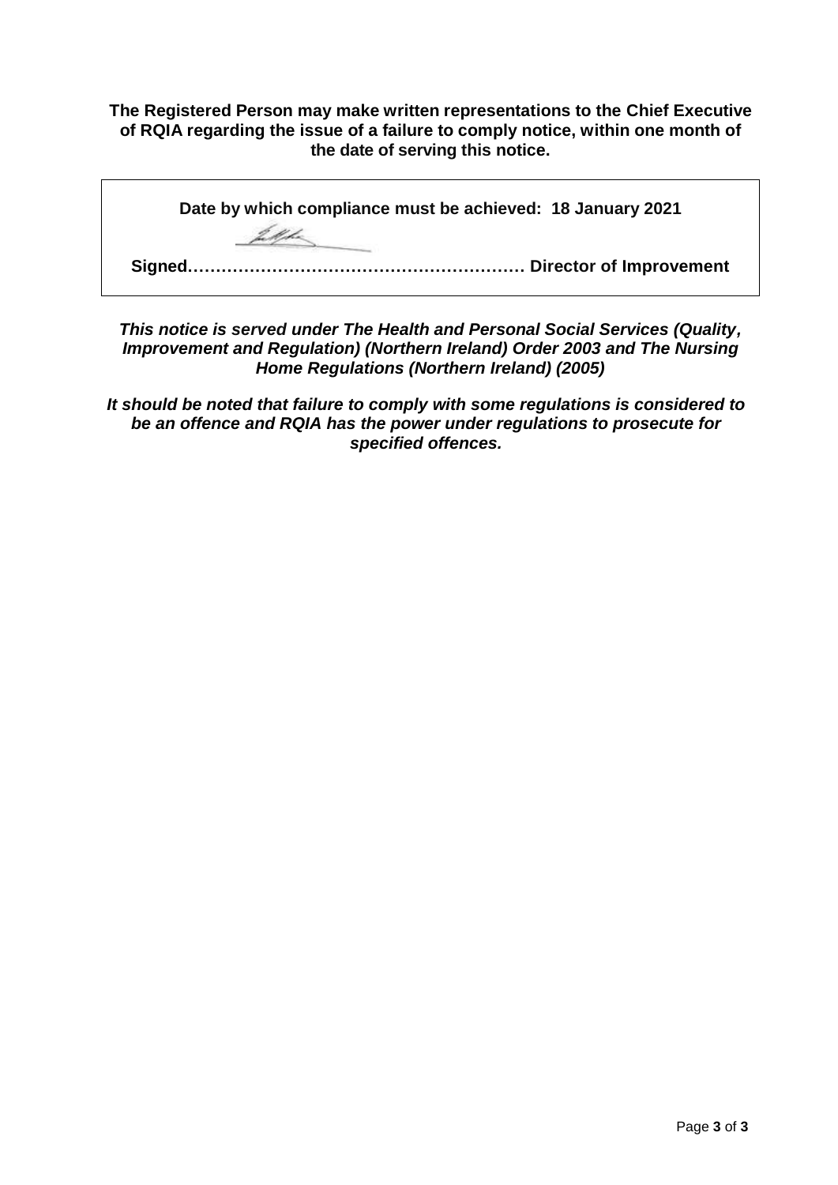**The Registered Person may make written representations to the Chief Executive of RQIA regarding the issue of a failure to comply notice, within one month of the date of serving this notice.**

**Date by which compliance must be achieved: 18 January 2021**

**Signed…………………………………………………… Director of Improvement**

***This notice is served under The Health and Personal Social Services (Quality, Improvement and Regulation) (Northern Ireland) Order 2003 and The Nursing Home Regulations (Northern Ireland) (2005)***

***It should be noted that failure to comply with some regulations is considered to be an offence and RQIA has the power under regulations to prosecute for specified offences.***